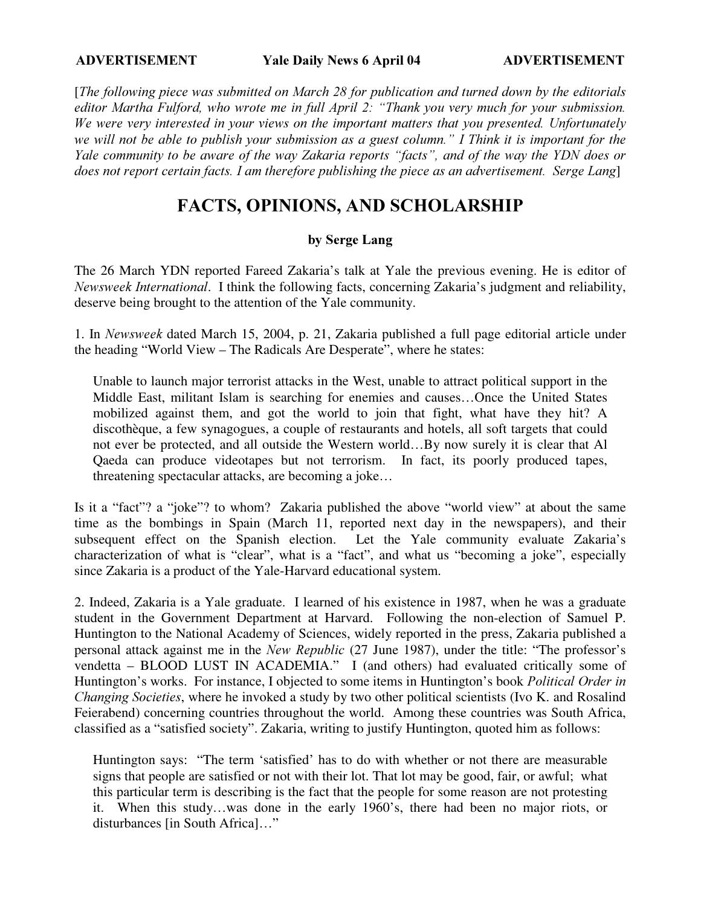**ADVERTISEMENT Yale Daily News 6 April 04 ADVERTISEMENT**

[*The following piece was submitted on March 28 for publication and turned down by the editorials editor Martha Fulford, who wrote me in full April 2: "Thank you very much for your submission. We were very interested in your views on the important matters that you presented. Unfortunately we will not be able to publish your submission as a guest column." I Think it is important for the Yale community to be aware of the way Zakaria reports "facts", and of the way the YDN does or does not report certain facts. I am therefore publishing the piece as an advertisement. Serge Lang*]

# FACTS, OPINIONS, AND SCHOLARSHIP

**by Serge Lang**

The 26 March YDN reported Fareed Zakaria's talk at Yale the previous evening. He is editor of *Newsweek International*. I think the following facts, concerning Zakaria's judgment and reliability, deserve being brought to the attention of the Yale community.

1. In *Newsweek* dated March 15, 2004, p. 21, Zakaria published a full page editorial article under the heading "World View – The Radicals Are Desperate", where he states:

> Unable to launch major terrorist attacks in the West, unable to attract political support in the Middle East, militant Islam is searching for enemies and causes…Once the United States mobilized against them, and got the world to join that fight, what have they hit? A discothèque, a few synagogues, a couple of restaurants and hotels, all soft targets that could not ever be protected, and all outside the Western world…By now surely it is clear that Al Qaeda can produce videotapes but not terrorism. In fact, its poorly produced tapes, threatening spectacular attacks, are becoming a joke…

Is it a "fact"? a "joke"? to whom? Zakaria published the above "world view" at about the same time as the bombings in Spain (March 11, reported next day in the newspapers), and their subsequent effect on the Spanish election. Let the Yale community evaluate Zakaria's characterization of what is "clear", what is a "fact", and what us "becoming a joke", especially since Zakaria is a product of the Yale-Harvard educational system.

2. Indeed, Zakaria is a Yale graduate. I learned of his existence in 1987, when he was a graduate student in the Government Department at Harvard. Following the non-election of Samuel P. Huntington to the National Academy of Sciences, widely reported in the press, Zakaria published a personal attack against me in the *New Republic* (27 June 1987), under the title: "The professor's vendetta – BLOOD LUST IN ACADEMIA." I (and others) had evaluated critically some of Huntington's works. For instance, I objected to some items in Huntington's book *Political Order in Changing Societies*, where he invoked a study by two other political scientists (Ivo K. and Rosalind Feierabend) concerning countries throughout the world. Among these countries was South Africa, classified as a "satisfied society". Zakaria, writing to justify Huntington, quoted him as follows:

> Huntington says: "The term 'satisfied' has to do with whether or not there are measurable signs that people are satisfied or not with their lot. That lot may be good, fair, or awful; what this particular term is describing is the fact that the people for some reason are not protesting it. When this study…was done in the early 1960's, there had been no major riots, or disturbances [in South Africa]…"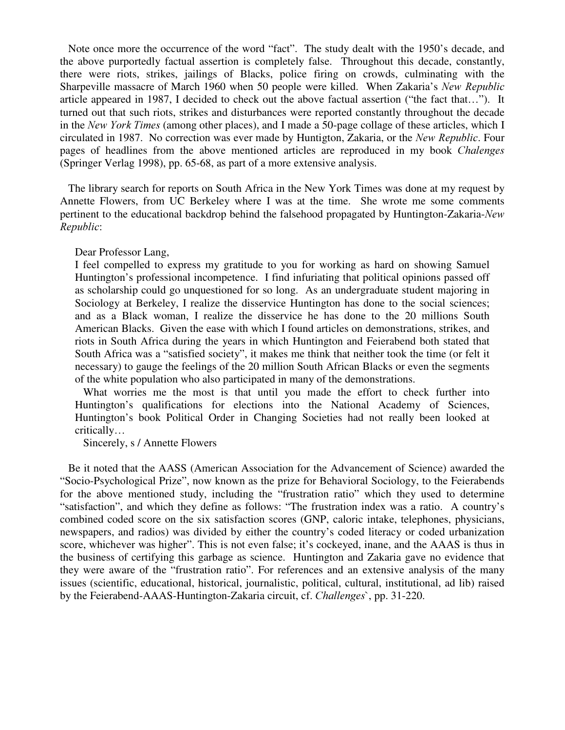Note once more the occurrence of the word "fact". The study dealt with the 1950's decade, and the above purportedly factual assertion is completely false. Throughout this decade, constantly, there were riots, strikes, jailings of Blacks, police firing on crowds, culminating with the Sharpeville massacre of March 1960 when 50 people were killed. When Zakaria's *New Republic* article appeared in 1987, I decided to check out the above factual assertion ("the fact that…"). It turned out that such riots, strikes and disturbances were reported constantly throughout the decade in the *New York Times* (among other places), and I made a 50-page collage of these articles, which I circulated in 1987. No correction was ever made by Huntigton, Zakaria, or the *New Republic*. Four pages of headlines from the above mentioned articles are reproduced in my book *Chalenges* (Springer Verlag 1998), pp. 65-68, as part of a more extensive analysis.

The library search for reports on South Africa in the New York Times was done at my request by Annette Flowers, from UC Berkeley where I was at the time. She wrote me some comments pertinent to the educational backdrop behind the falsehood propagated by Huntington-Zakaria-*New Republic*:

> Dear Professor Lang,
>
> I feel compelled to express my gratitude to you for working as hard on showing Samuel Huntington's professional incompetence. I find infuriating that political opinions passed off as scholarship could go unquestioned for so long. As an undergraduate student majoring in Sociology at Berkeley, I realize the disservice Huntington has done to the social sciences; and as a Black woman, I realize the disservice he has done to the 20 millions South American Blacks. Given the ease with which I found articles on demonstrations, strikes, and riots in South Africa during the years in which Huntington and Feierabend both stated that South Africa was a "satisfied society", it makes me think that neither took the time (or felt it necessary) to gauge the feelings of the 20 million South African Blacks or even the segments of the white population who also participated in many of the demonstrations.
>
> What worries me the most is that until you made the effort to check further into Huntington's qualifications for elections into the National Academy of Sciences, Huntington's book Political Order in Changing Societies had not really been looked at critically…
>
> Sincerely, s / Annette Flowers

Be it noted that the AASS (American Association for the Advancement of Science) awarded the "Socio-Psychological Prize", now known as the prize for Behavioral Sociology, to the Feierabends for the above mentioned study, including the "frustration ratio" which they used to determine "satisfaction", and which they define as follows: "The frustration index was a ratio. A country's combined coded score on the six satisfaction scores (GNP, caloric intake, telephones, physicians, newspapers, and radios) was divided by either the country's coded literacy or coded urbanization score, whichever was higher". This is not even false; it's cockeyed, inane, and the AAAS is thus in the business of certifying this garbage as science. Huntington and Zakaria gave no evidence that they were aware of the "frustration ratio". For references and an extensive analysis of the many issues (scientific, educational, historical, journalistic, political, cultural, institutional, ad lib) raised by the Feierabend-AAAS-Huntington-Zakaria circuit, cf. *Challenges*`, pp. 31-220.